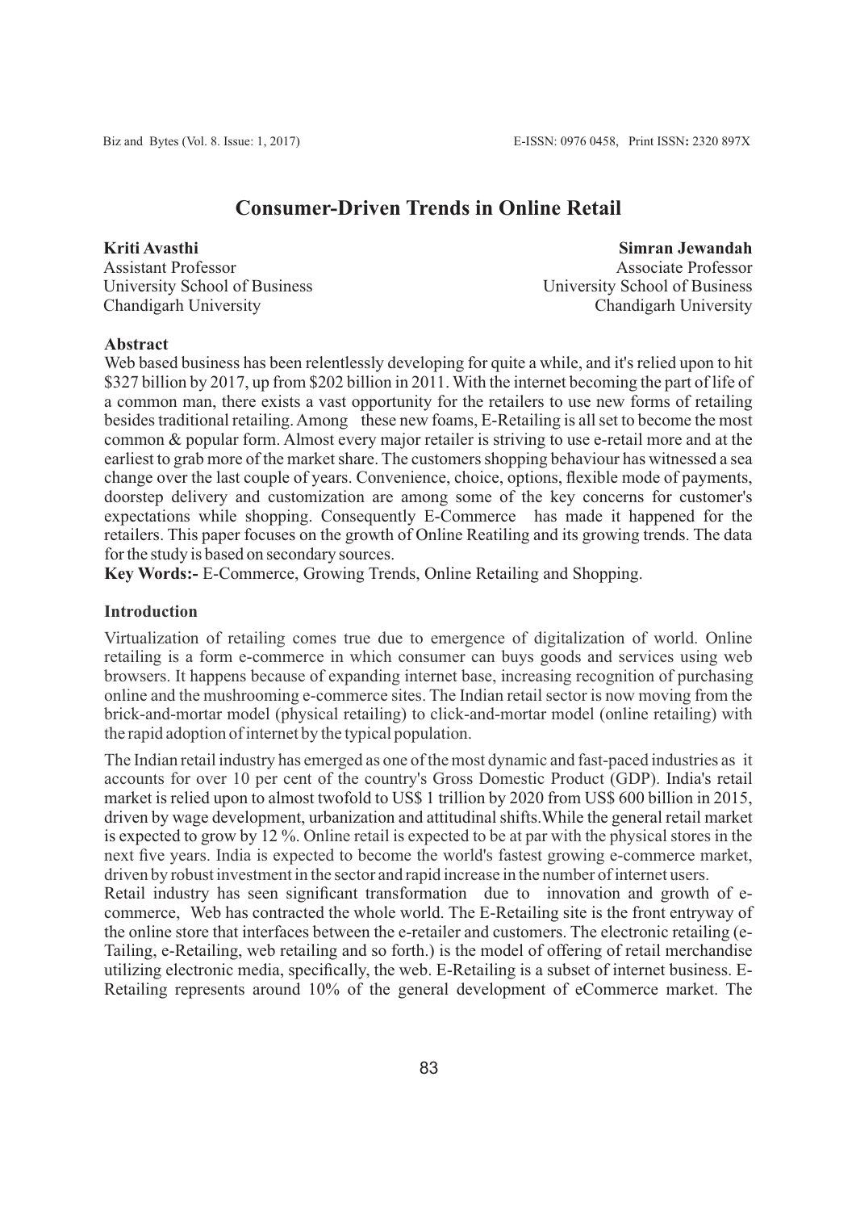# Consumer-Driven Trends in Online Retail

**Kriti Avasthi**
Assistant Professor
University School of Business
Chandigarh University

**Simran Jewandah**
Associate Professor
University School of Business
Chandigarh University

### Abstract

Web based business has been relentlessly developing for quite a while, and it's relied upon to hit $327 billion by 2017, up from $202 billion in 2011. With the internet becoming the part of life of a common man, there exists a vast opportunity for the retailers to use new forms of retailing besides traditional retailing. Among these new foams, E-Retailing is all set to become the most common & popular form. Almost every major retailer is striving to use e-retail more and at the earliest to grab more of the market share. The customers shopping behaviour has witnessed a sea change over the last couple of years. Convenience, choice, options, flexible mode of payments, doorstep delivery and customization are among some of the key concerns for customer's expectations while shopping. Consequently E-Commerce has made it happened for the retailers. This paper focuses on the growth of Online Reatiling and its growing trends. The data for the study is based on secondary sources.

**Key Words:-** E-Commerce, Growing Trends, Online Retailing and Shopping.

### Introduction

Virtualization of retailing comes true due to emergence of digitalization of world. Online retailing is a form e-commerce in which consumer can buys goods and services using web browsers. It happens because of expanding internet base, increasing recognition of purchasing online and the mushrooming e-commerce sites. The Indian retail sector is now moving from the brick-and-mortar model (physical retailing) to click-and-mortar model (online retailing) with the rapid adoption of internet by the typical population.

The Indian retail industry has emerged as one of the most dynamic and fast-paced industries as it accounts for over 10 per cent of the country's Gross Domestic Product (GDP). India's retail market is relied upon to almost twofold to US$ 1 trillion by 2020 from US$ 600 billion in 2015, driven by wage development, urbanization and attitudinal shifts.While the general retail market is expected to grow by 12 %. Online retail is expected to be at par with the physical stores in the next five years. India is expected to become the world's fastest growing e-commerce market, driven by robust investment in the sector and rapid increase in the number of internet users.

Retail industry has seen significant transformation due to innovation and growth of e-commerce, Web has contracted the whole world. The E-Retailing site is the front entryway of the online store that interfaces between the e-retailer and customers. The electronic retailing (e-Tailing, e-Retailing, web retailing and so forth.) is the model of offering of retail merchandise utilizing electronic media, specifically, the web. E-Retailing is a subset of internet business. E-Retailing represents around 10% of the general development of eCommerce market. The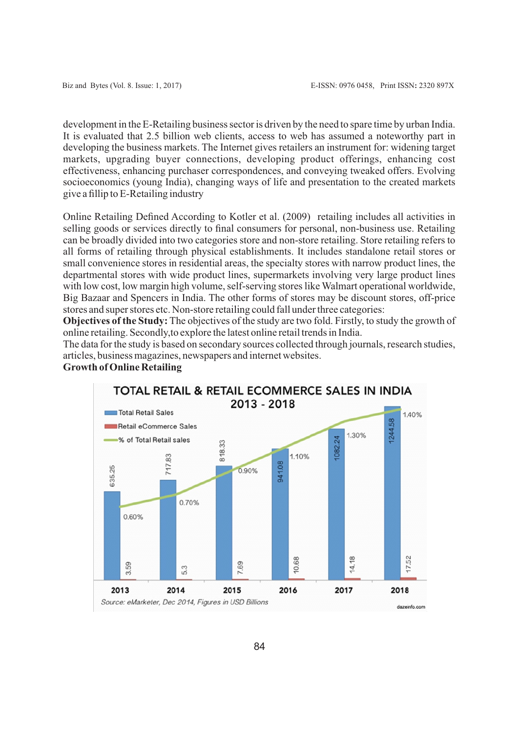development in the E-Retailing business sector is driven by the need to spare time by urban India. It is evaluated that 2.5 billion web clients, access to web has assumed a noteworthy part in developing the business markets. The Internet gives retailers an instrument for: widening target markets, upgrading buyer connections, developing product offerings, enhancing cost effectiveness, enhancing purchaser correspondences, and conveying tweaked offers. Evolving socioeconomics (young India), changing ways of life and presentation to the created markets give a fillip to E-Retailing industry

Online Retailing Defined According to Kotler et al. (2009) retailing includes all activities in selling goods or services directly to final consumers for personal, non-business use. Retailing can be broadly divided into two categories store and non-store retailing. Store retailing refers to all forms of retailing through physical establishments. It includes standalone retail stores or small convenience stores in residential areas, the specialty stores with narrow product lines, the departmental stores with wide product lines, supermarkets involving very large product lines with low cost, low margin high volume, self-serving stores like Walmart operational worldwide, Big Bazaar and Spencers in India. The other forms of stores may be discount stores, off-price stores and super stores etc. Non-store retailing could fall under three categories:

**Objectives of the Study:** The objectives of the study are two fold. Firstly, to study the growth of online retailing. Secondly,to explore the latest online retail trends in India.

The data for the study is based on secondary sources collected through journals, research studies, articles, business magazines, newspapers and internet websites.

**Growth of Online Retailing**

**TOTAL RETAIL & RETAIL ECOMMERCE SALES IN INDIA 2013 - 2018**

| Year | Total Retail Sales | Retail eCommerce Sales | % of Total Retail sales |
| --- | --- | --- | --- |
| 2013 | 635.25 | 3.59 | 0.60% |
| 2014 | 717.83 | 5.3 | 0.70% |
| 2015 | 818.33 | 7.69 | 0.90% |
| 2016 | 941.08 | 10.68 | 1.10% |
| 2017 | 1082.24 | 14.18 | 1.30% |
| 2018 | 1244.58 | 17.52 | 1.40% |

*Source: eMarketer, Dec 2014, Figures in USD Billions*

dazeinfo.com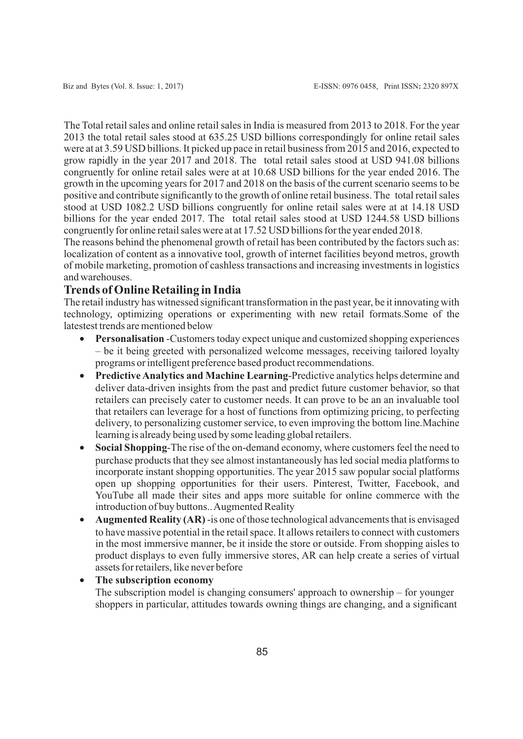The Total retail sales and online retail sales in India is measured from 2013 to 2018. For the year 2013 the total retail sales stood at 635.25 USD billions correspondingly for online retail sales were at at 3.59 USD billions. It picked up pace in retail business from 2015 and 2016, expected to grow rapidly in the year 2017 and 2018. The total retail sales stood at USD 941.08 billions congruently for online retail sales were at at 10.68 USD billions for the year ended 2016. The growth in the upcoming years for 2017 and 2018 on the basis of the current scenario seems to be positive and contribute significantly to the growth of online retail business. The total retail sales stood at USD 1082.2 USD billions congruently for online retail sales were at at 14.18 USD billions for the year ended 2017. The total retail sales stood at USD 1244.58 USD billions congruently for online retail sales were at at 17.52 USD billions for the year ended 2018.

The reasons behind the phenomenal growth of retail has been contributed by the factors such as: localization of content as a innovative tool, growth of internet facilities beyond metros, growth of mobile marketing, promotion of cashless transactions and increasing investments in logistics and warehouses.

## Trends of Online Retailing in India

The retail industry has witnessed significant transformation in the past year, be it innovating with technology, optimizing operations or experimenting with new retail formats.Some of the latestest trends are mentioned below

- **Personalisation** -Customers today expect unique and customized shopping experiences – be it being greeted with personalized welcome messages, receiving tailored loyalty programs or intelligent preference based product recommendations.
- **Predictive Analytics and Machine Learning**-Predictive analytics helps determine and deliver data-driven insights from the past and predict future customer behavior, so that retailers can precisely cater to customer needs. It can prove to be an an invaluable tool that retailers can leverage for a host of functions from optimizing pricing, to perfecting delivery, to personalizing customer service, to even improving the bottom line.Machine learning is already being used by some leading global retailers.
- **Social Shopping**-The rise of the on-demand economy, where customers feel the need to purchase products that they see almost instantaneously has led social media platforms to incorporate instant shopping opportunities. The year 2015 saw popular social platforms open up shopping opportunities for their users. Pinterest, Twitter, Facebook, and YouTube all made their sites and apps more suitable for online commerce with the introduction of buy buttons.. Augmented Reality
- **Augmented Reality (AR)** -is one of those technological advancements that is envisaged to have massive potential in the retail space. It allows retailers to connect with customers in the most immersive manner, be it inside the store or outside. From shopping aisles to product displays to even fully immersive stores, AR can help create a series of virtual assets for retailers, like never before
- **The subscription economy**

  The subscription model is changing consumers' approach to ownership – for younger shoppers in particular, attitudes towards owning things are changing, and a significant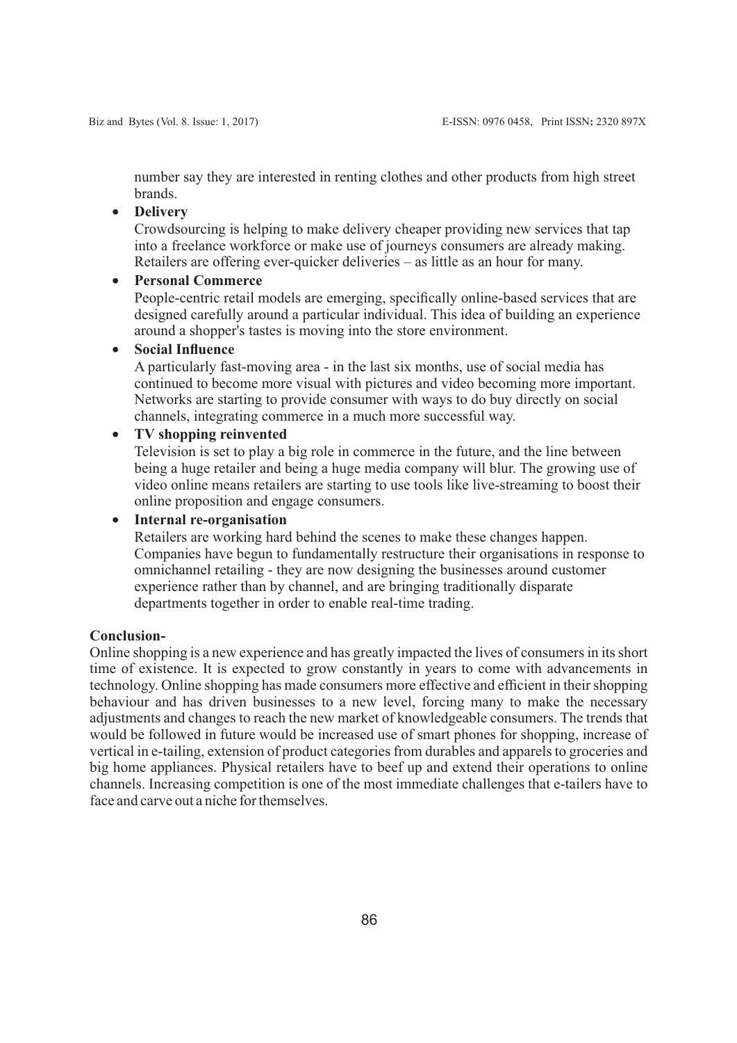number say they are interested in renting clothes and other products from high street brands.

- **Delivery**
  Crowdsourcing is helping to make delivery cheaper providing new services that tap into a freelance workforce or make use of journeys consumers are already making. Retailers are offering ever-quicker deliveries – as little as an hour for many.
- **Personal Commerce**
  People-centric retail models are emerging, specifically online-based services that are designed carefully around a particular individual. This idea of building an experience around a shopper's tastes is moving into the store environment.
- **Social Influence**
  A particularly fast-moving area - in the last six months, use of social media has continued to become more visual with pictures and video becoming more important. Networks are starting to provide consumer with ways to do buy directly on social channels, integrating commerce in a much more successful way.
- **TV shopping reinvented**
  Television is set to play a big role in commerce in the future, and the line between being a huge retailer and being a huge media company will blur. The growing use of video online means retailers are starting to use tools like live-streaming to boost their online proposition and engage consumers.
- **Internal re-organisation**
  Retailers are working hard behind the scenes to make these changes happen. Companies have begun to fundamentally restructure their organisations in response to omnichannel retailing - they are now designing the businesses around customer experience rather than by channel, and are bringing traditionally disparate departments together in order to enable real-time trading.

**Conclusion-**

Online shopping is a new experience and has greatly impacted the lives of consumers in its short time of existence. It is expected to grow constantly in years to come with advancements in technology. Online shopping has made consumers more effective and efficient in their shopping behaviour and has driven businesses to a new level, forcing many to make the necessary adjustments and changes to reach the new market of knowledgeable consumers. The trends that would be followed in future would be increased use of smart phones for shopping, increase of vertical in e-tailing, extension of product categories from durables and apparels to groceries and big home appliances. Physical retailers have to beef up and extend their operations to online channels. Increasing competition is one of the most immediate challenges that e-tailers have to face and carve out a niche for themselves.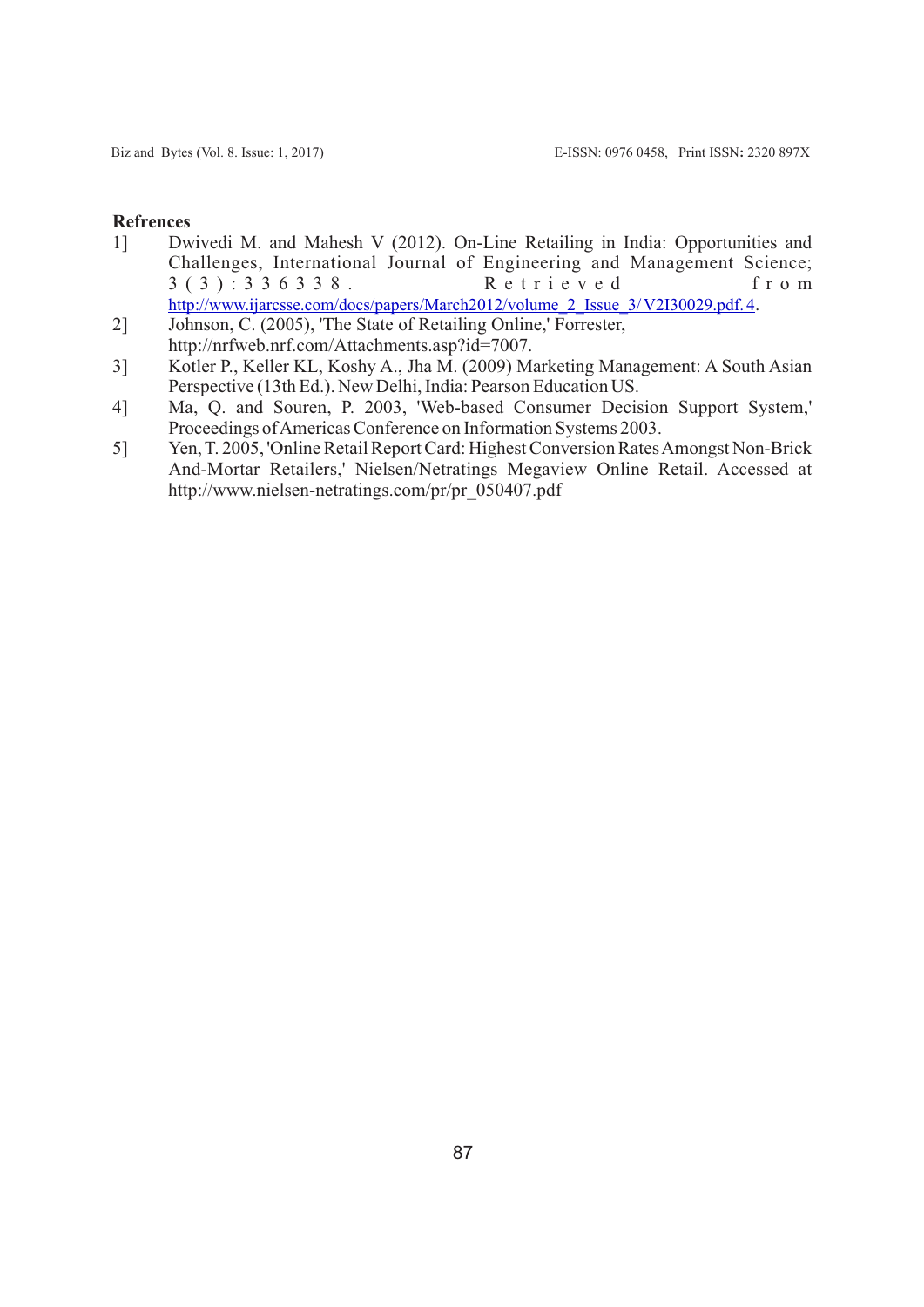**Refrences**

1] Dwivedi M. and Mahesh V (2012). On-Line Retailing in India: Opportunities and Challenges, International Journal of Engineering and Management Science; 3(3):336338. Retrieved from http://www.ijarcsse.com/docs/papers/March2012/volume_2_Issue_3/V2I30029.pdf.4.

2] Johnson, C. (2005), 'The State of Retailing Online,' Forrester, http://nrfweb.nrf.com/Attachments.asp?id=7007.

3] Kotler P., Keller KL, Koshy A., Jha M. (2009) Marketing Management: A South Asian Perspective (13th Ed.). New Delhi, India: Pearson Education US.

4] Ma, Q. and Souren, P. 2003, 'Web-based Consumer Decision Support System,' Proceedings of Americas Conference on Information Systems 2003.

5] Yen, T. 2005, 'Online Retail Report Card: Highest Conversion Rates Amongst Non-Brick And-Mortar Retailers,' Nielsen/Netratings Megaview Online Retail. Accessed at http://www.nielsen-netratings.com/pr/pr_050407.pdf